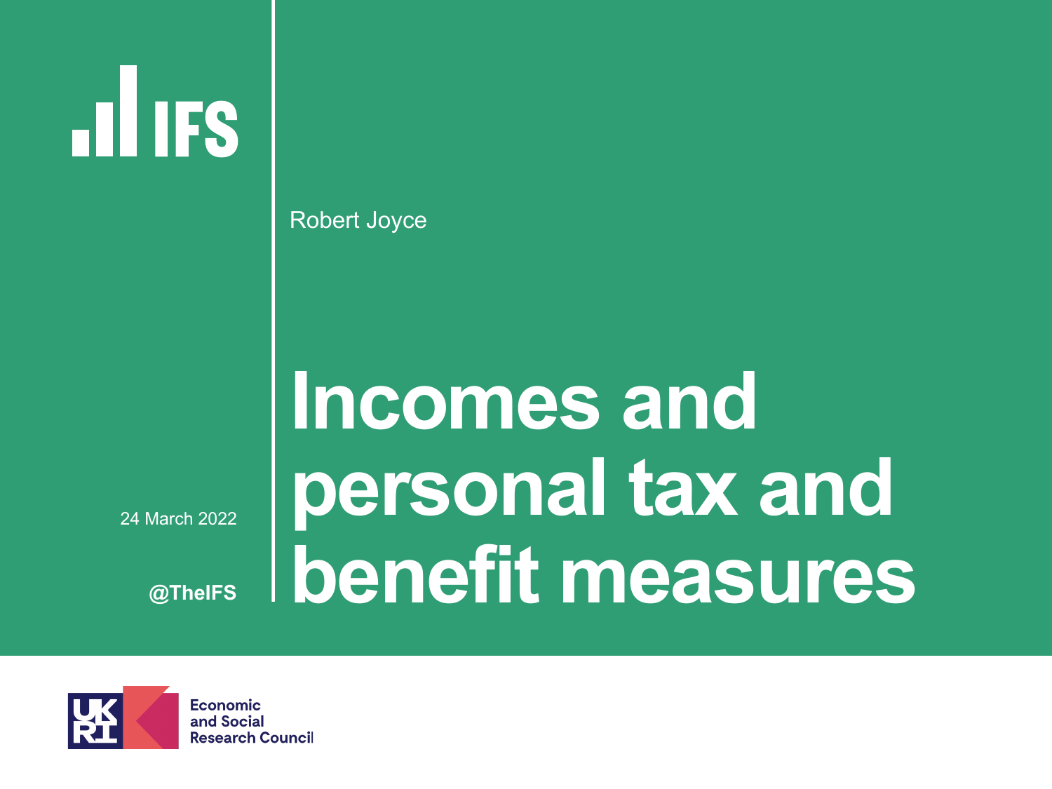IFS

Robert Joyce

# Incomes and personal tax and benefit measures

24 March 2022

@TheIFS

UKRI Economic and Social Research Council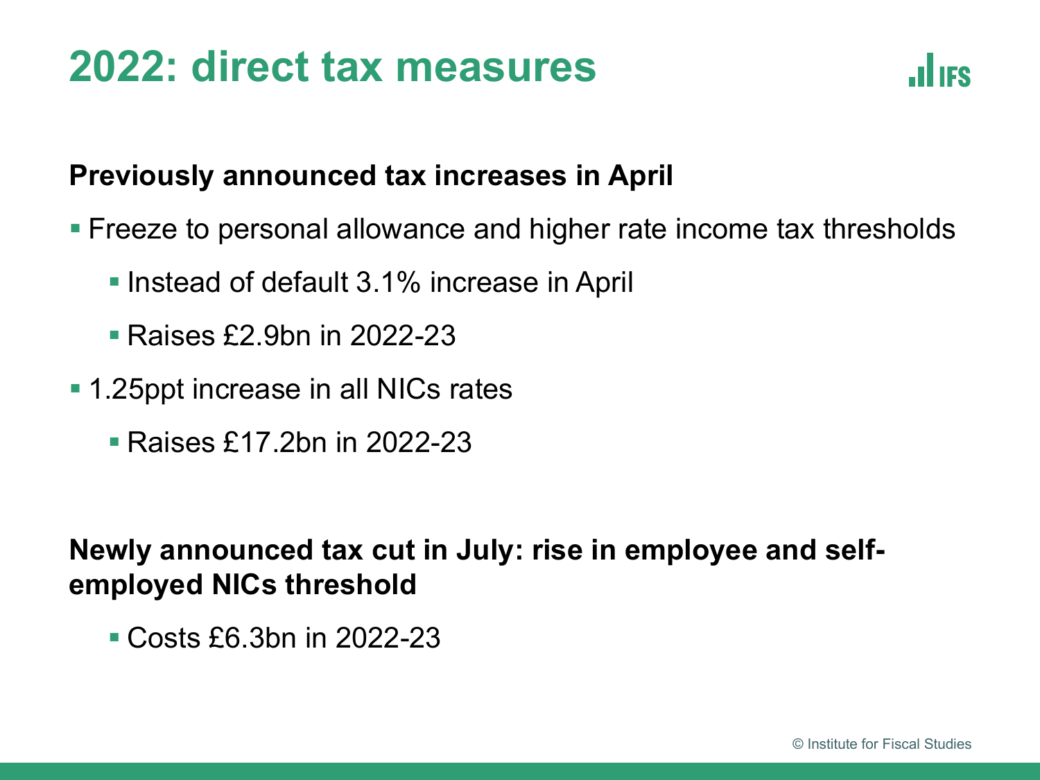# 2022: direct tax measures

**Previously announced tax increases in April**

- Freeze to personal allowance and higher rate income tax thresholds
  - Instead of default 3.1% increase in April
  - Raises £2.9bn in 2022-23
- 1.25ppt increase in all NICs rates
  - Raises £17.2bn in 2022-23

**Newly announced tax cut in July: rise in employee and self-employed NICs threshold**

- Costs £6.3bn in 2022-23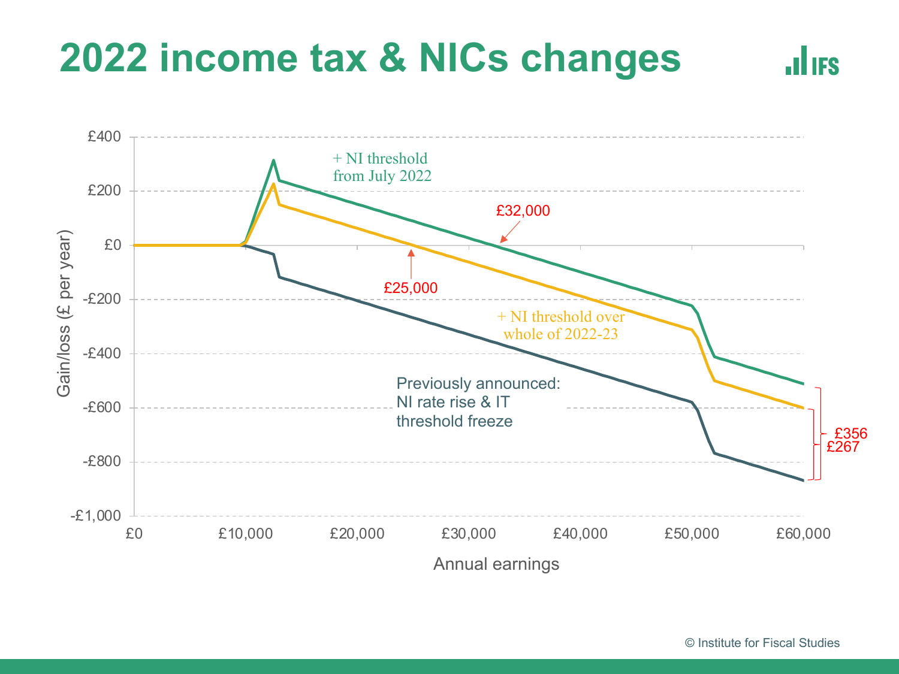# 2022 income tax & NICs changes

+ NI threshold from July 2022

+ NI threshold over whole of 2022-23

Previously announced: NI rate rise & IT threshold freeze

£32,000

£25,000

£356

£267

Gain/loss (£ per year)

Annual earnings

© Institute for Fiscal Studies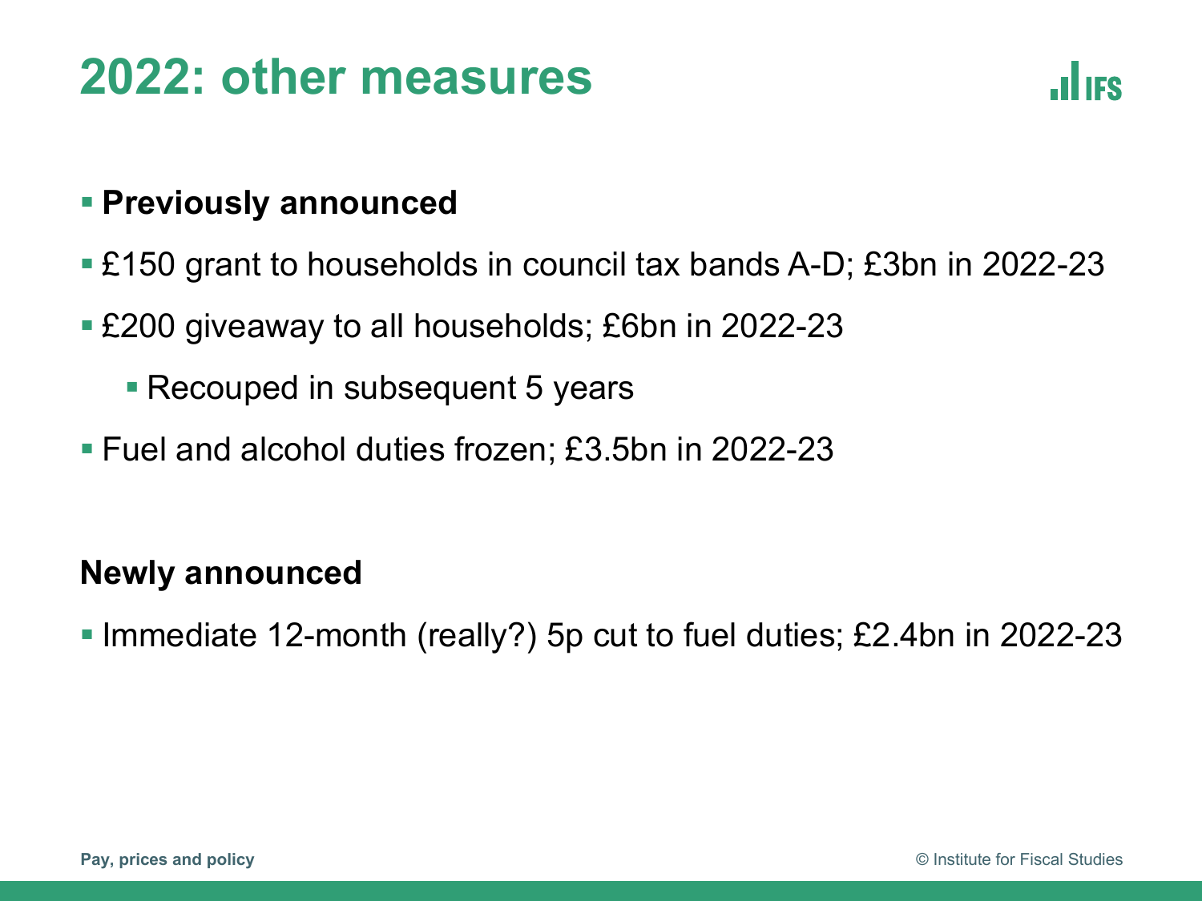# 2022: other measures

- **Previously announced**
- £150 grant to households in council tax bands A-D; £3bn in 2022-23
- £200 giveaway to all households; £6bn in 2022-23
  - Recouped in subsequent 5 years
- Fuel and alcohol duties frozen; £3.5bn in 2022-23

**Newly announced**

- Immediate 12-month (really?) 5p cut to fuel duties; £2.4bn in 2022-23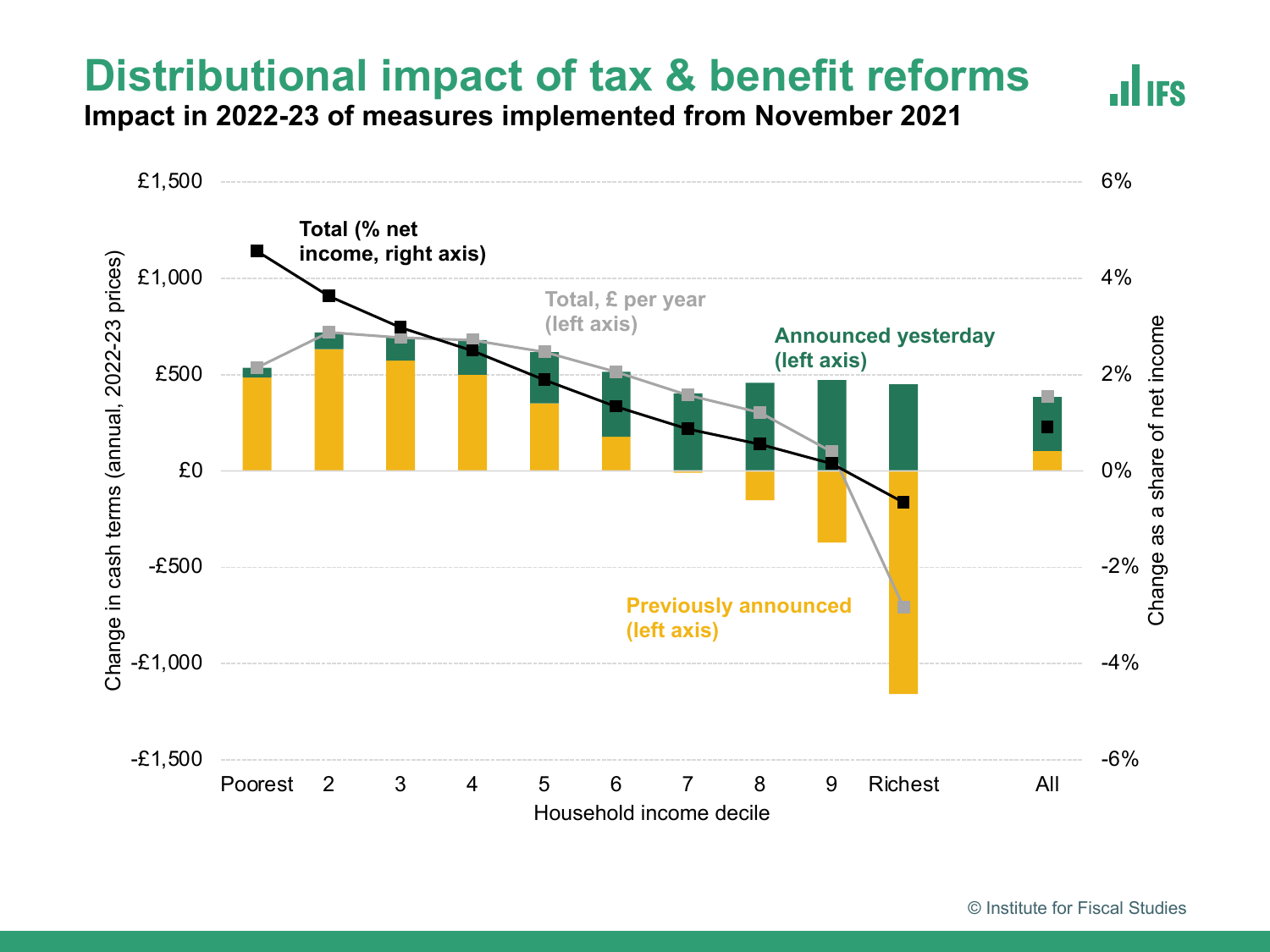# Distributional impact of tax & benefit reforms

**Impact in 2022-23 of measures implemented from November 2021**

Change in cash terms (annual, 2022-23 prices) — left axis: £1,500, £1,000, £500, £0, -£500, -£1,000, -£1,500

Change as a share of net income — right axis: 6%, 4%, 2%, 0%, -2%, -4%, -6%

Total (% net income, right axis)

Total, £ per year (left axis)

Announced yesterday (left axis)

Previously announced (left axis)

Household income decile: Poorest, 2, 3, 4, 5, 6, 7, 8, 9, Richest, All

© Institute for Fiscal Studies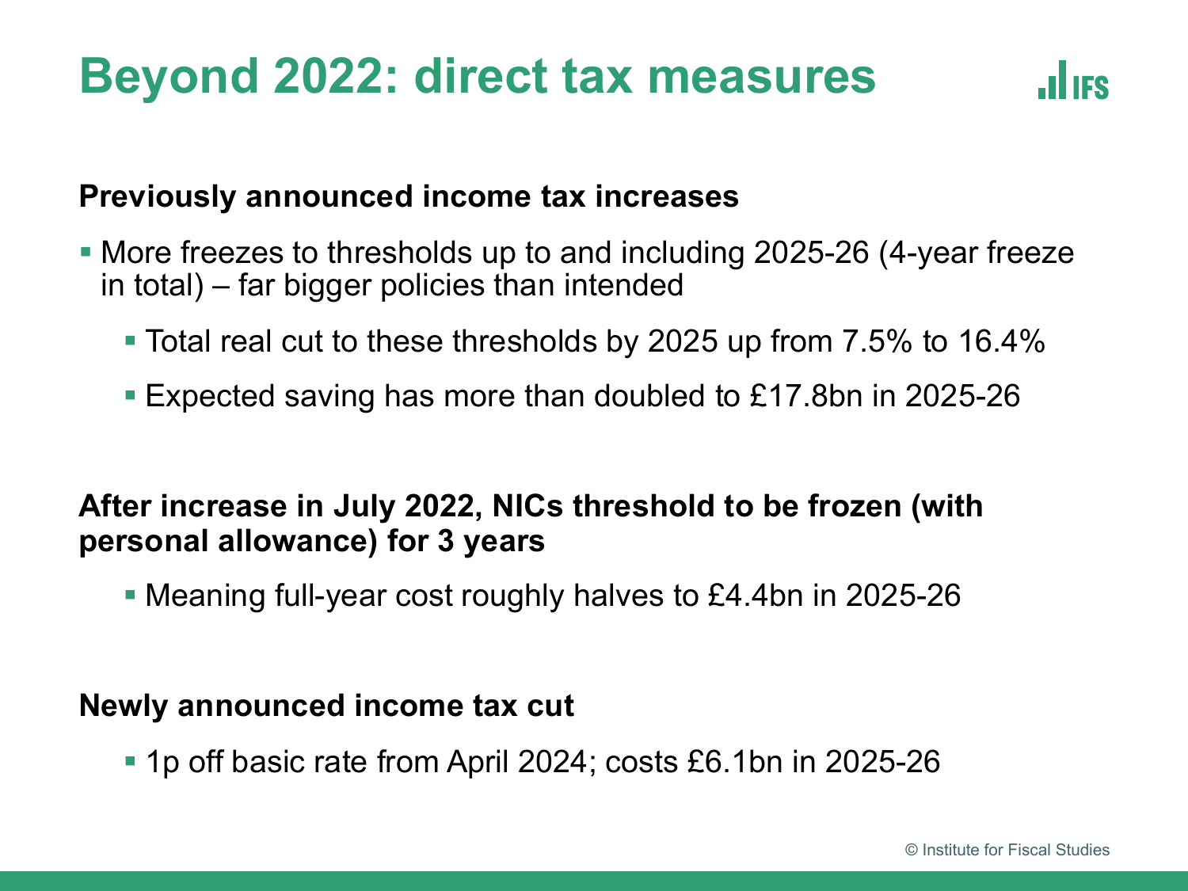# Beyond 2022: direct tax measures

**Previously announced income tax increases**

- More freezes to thresholds up to and including 2025-26 (4-year freeze in total) – far bigger policies than intended
  - Total real cut to these thresholds by 2025 up from 7.5% to 16.4%
  - Expected saving has more than doubled to £17.8bn in 2025-26

**After increase in July 2022, NICs threshold to be frozen (with personal allowance) for 3 years**

- Meaning full-year cost roughly halves to £4.4bn in 2025-26

**Newly announced income tax cut**

- 1p off basic rate from April 2024; costs £6.1bn in 2025-26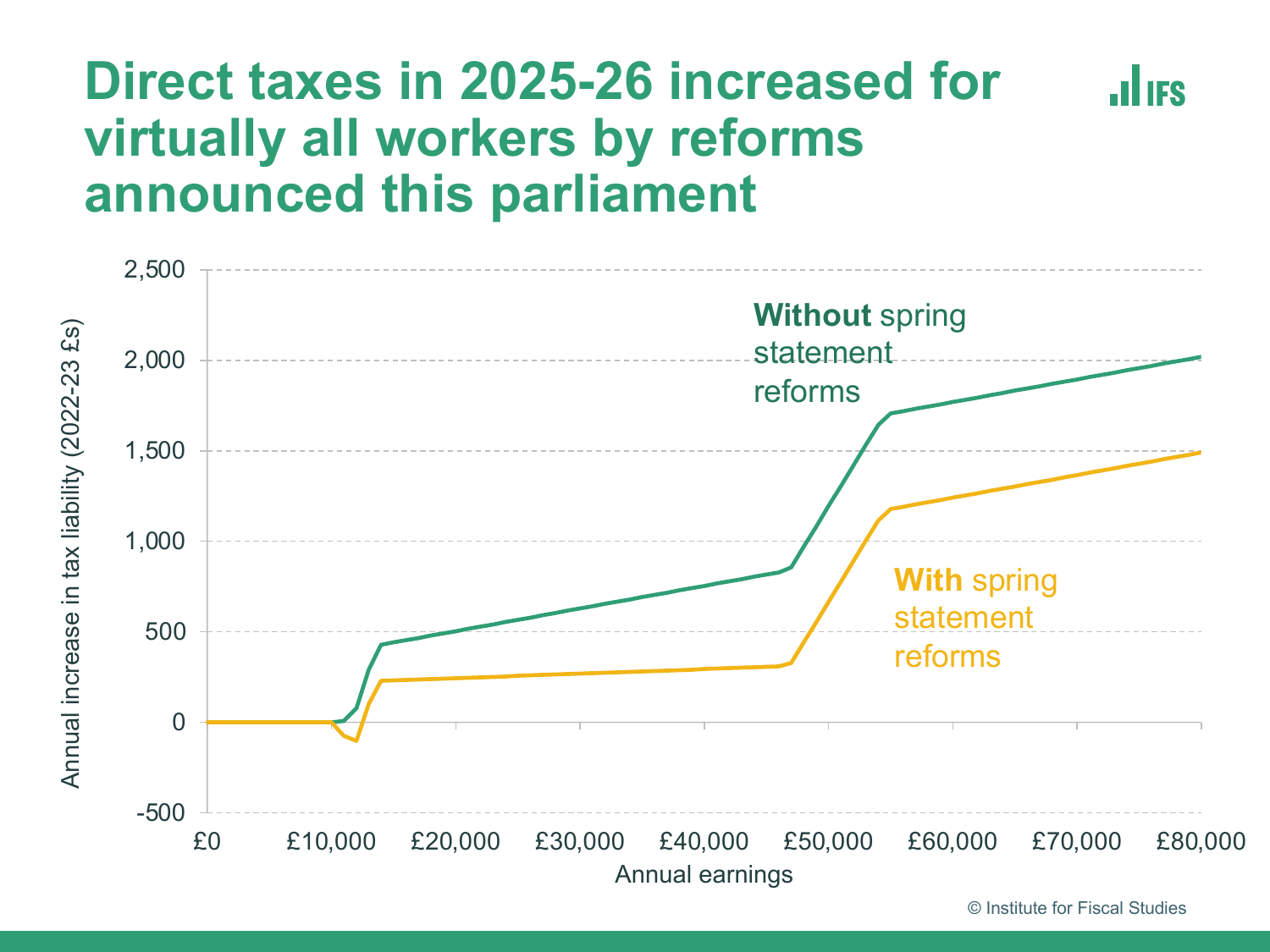# Direct taxes in 2025-26 increased for virtually all workers by reforms announced this parliament

| Axis | Labels |
|---|---|
| Y-axis: Annual increase in tax liability (2022-23 £s) | -500, 0, 500, 1,000, 1,500, 2,000, 2,500 |
| X-axis: Annual earnings | £0, £10,000, £20,000, £30,000, £40,000, £50,000, £60,000, £70,000, £80,000 |

Legend:

- **Without** spring statement reforms
- **With** spring statement reforms

© Institute for Fiscal Studies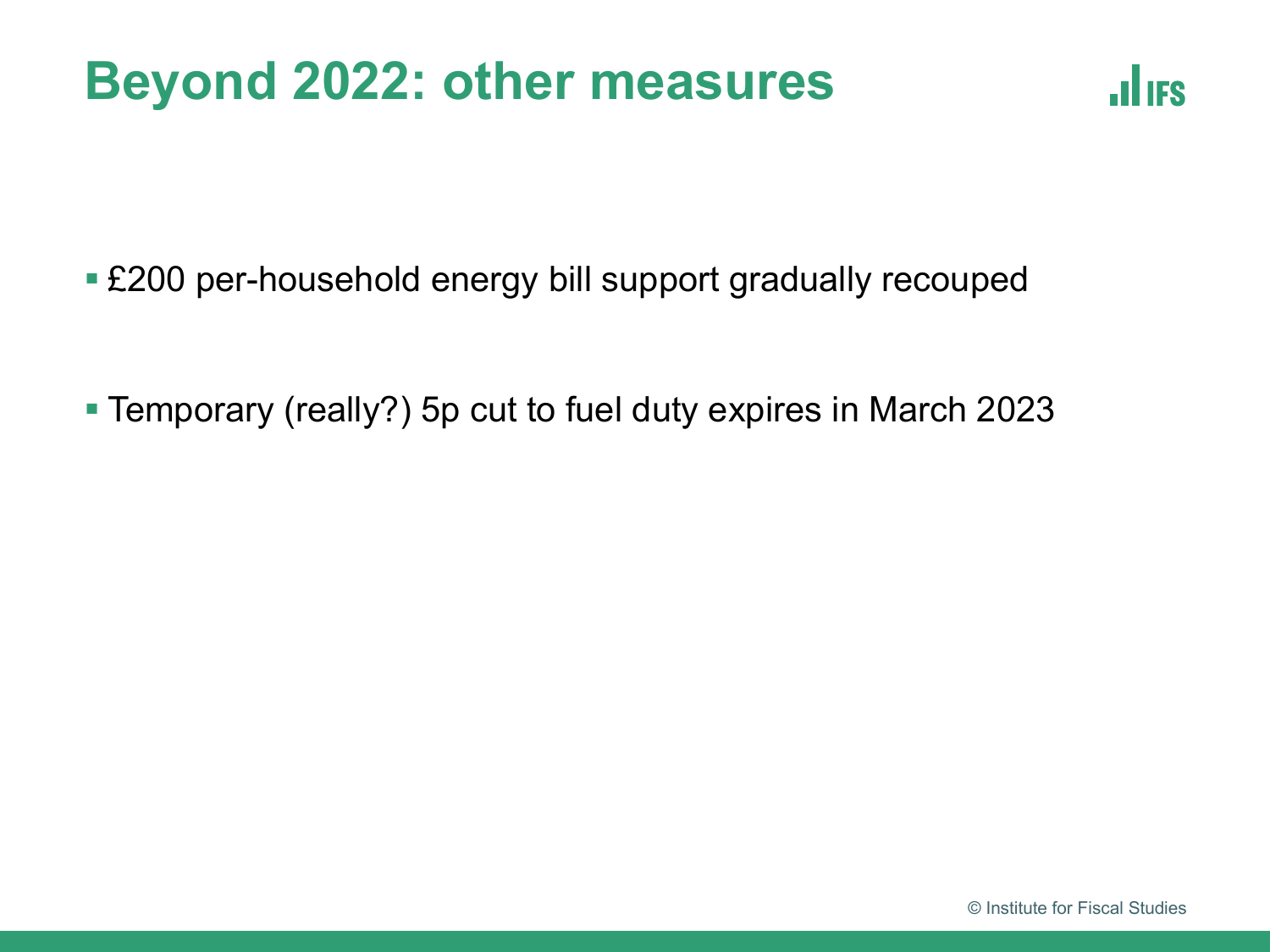# Beyond 2022: other measures

- £200 per-household energy bill support gradually recouped
- Temporary (really?) 5p cut to fuel duty expires in March 2023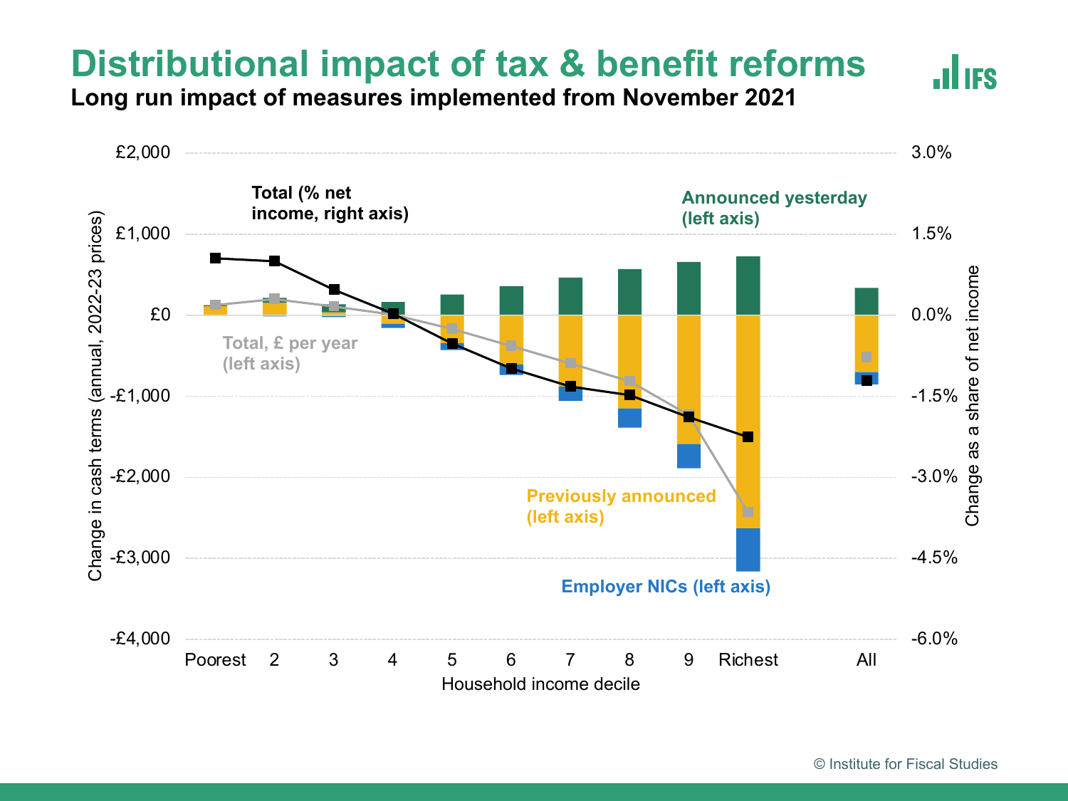# Distributional impact of tax & benefit reforms

**Long run impact of measures implemented from November 2021**

Total (% net income, right axis)

Announced yesterday (left axis)

Total, £ per year (left axis)

Previously announced (left axis)

Employer NICs (left axis)

Change in cash terms (annual, 2022-23 prices)

Change as a share of net income

£2,000 | £1,000 | £0 | -£1,000 | -£2,000 | -£3,000 | -£4,000

3.0% | 1.5% | 0.0% | -1.5% | -3.0% | -4.5% | -6.0%

Poorest | 2 | 3 | 4 | 5 | 6 | 7 | 8 | 9 | Richest | All

Household income decile

© Institute for Fiscal Studies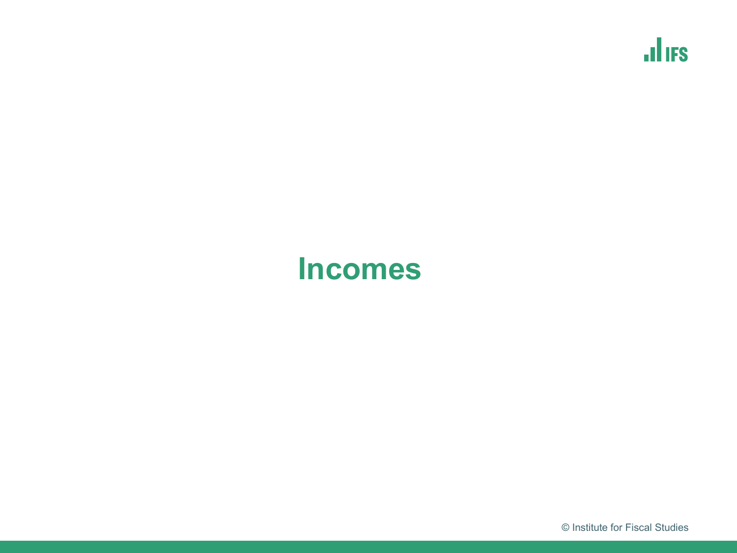# Incomes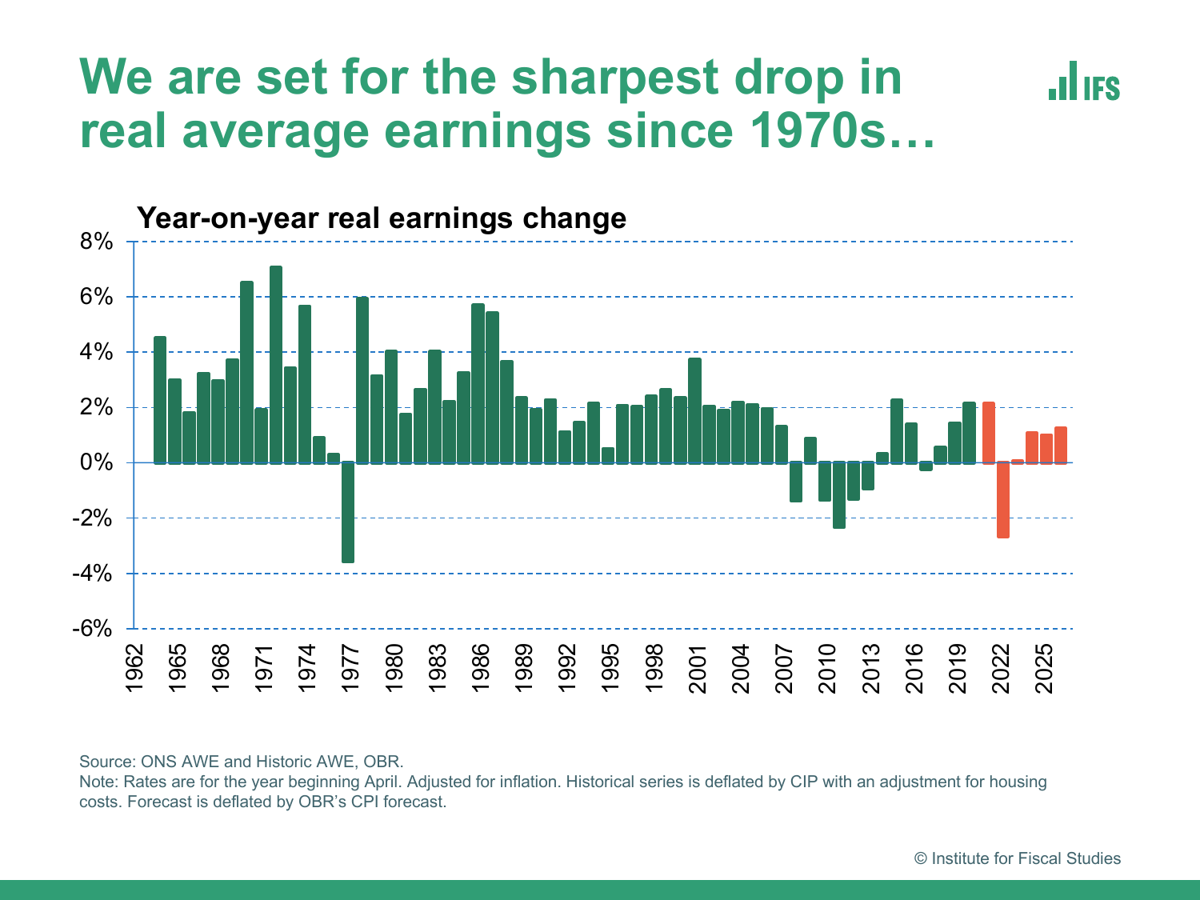# We are set for the sharpest drop in real average earnings since 1970s…

**Year-on-year real earnings change**

Source: ONS AWE and Historic AWE, OBR.
Note: Rates are for the year beginning April. Adjusted for inflation. Historical series is deflated by CIP with an adjustment for housing costs. Forecast is deflated by OBR's CPI forecast.

© Institute for Fiscal Studies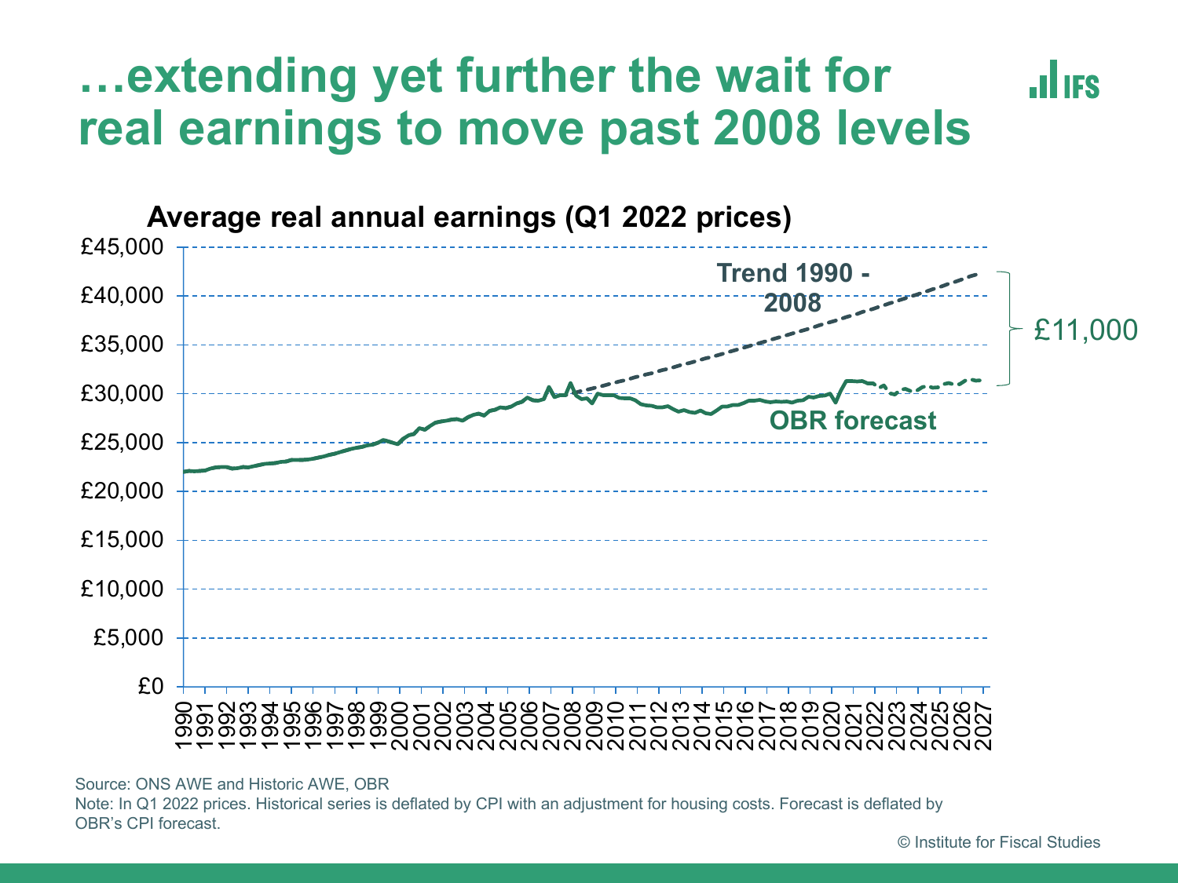# …extending yet further the wait for real earnings to move past 2008 levels

**Average real annual earnings (Q1 2022 prices)**

Trend 1990 - 2008

£11,000

OBR forecast

Source: ONS AWE and Historic AWE, OBR

Note: In Q1 2022 prices. Historical series is deflated by CPI with an adjustment for housing costs. Forecast is deflated by OBR's CPI forecast.

© Institute for Fiscal Studies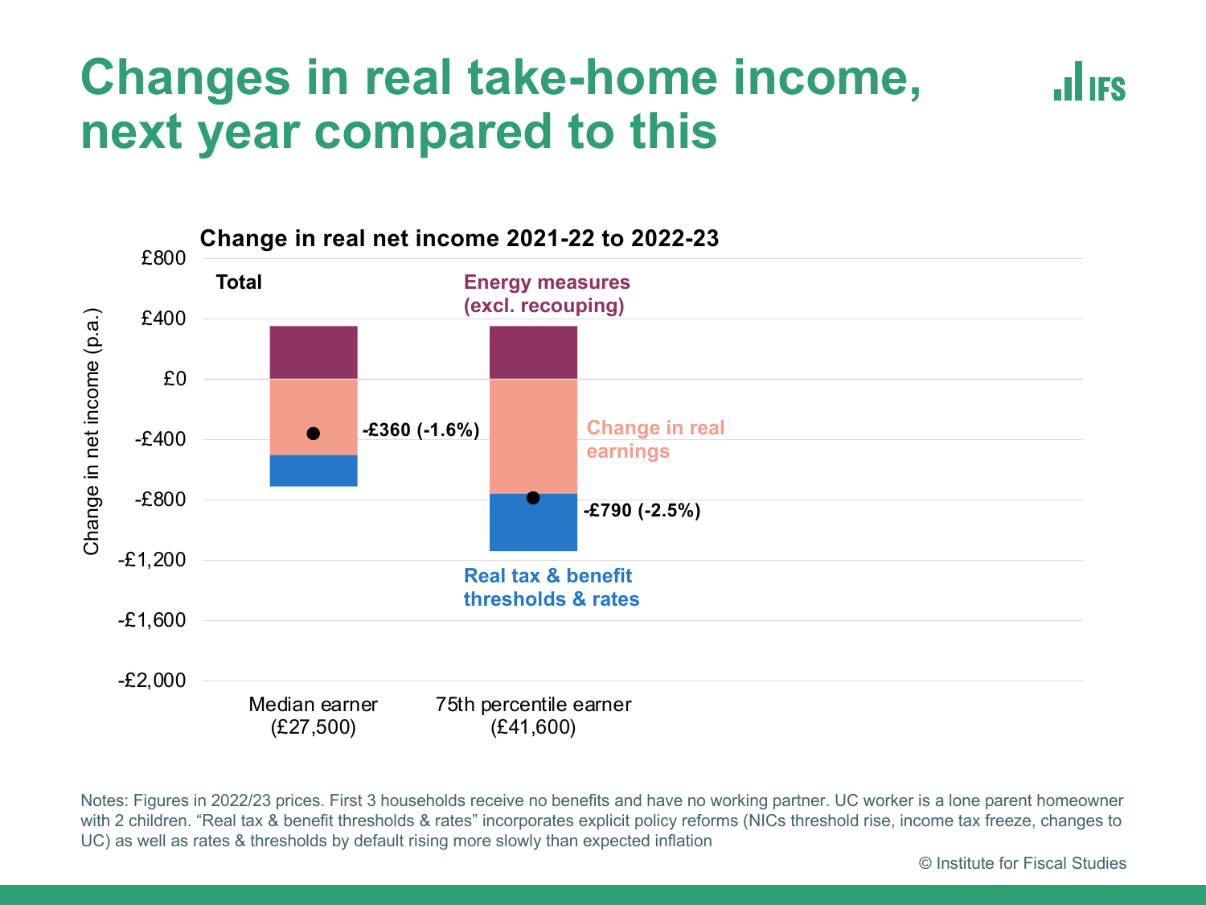# Changes in real take-home income, next year compared to this

**Change in real net income 2021-22 to 2022-23**

| | Median earner (£27,500) | 75th percentile earner (£41,600) |
|---|---|---|
| Total | -£360 (-1.6%) | -£790 (-2.5%) |

Legend: Energy measures (excl. recouping); Change in real earnings; Real tax & benefit thresholds & rates

Y-axis: Change in net income (p.a.)

Notes: Figures in 2022/23 prices. First 3 households receive no benefits and have no working partner. UC worker is a lone parent homeowner with 2 children. "Real tax & benefit thresholds & rates" incorporates explicit policy reforms (NICs threshold rise, income tax freeze, changes to UC) as well as rates & thresholds by default rising more slowly than expected inflation

© Institute for Fiscal Studies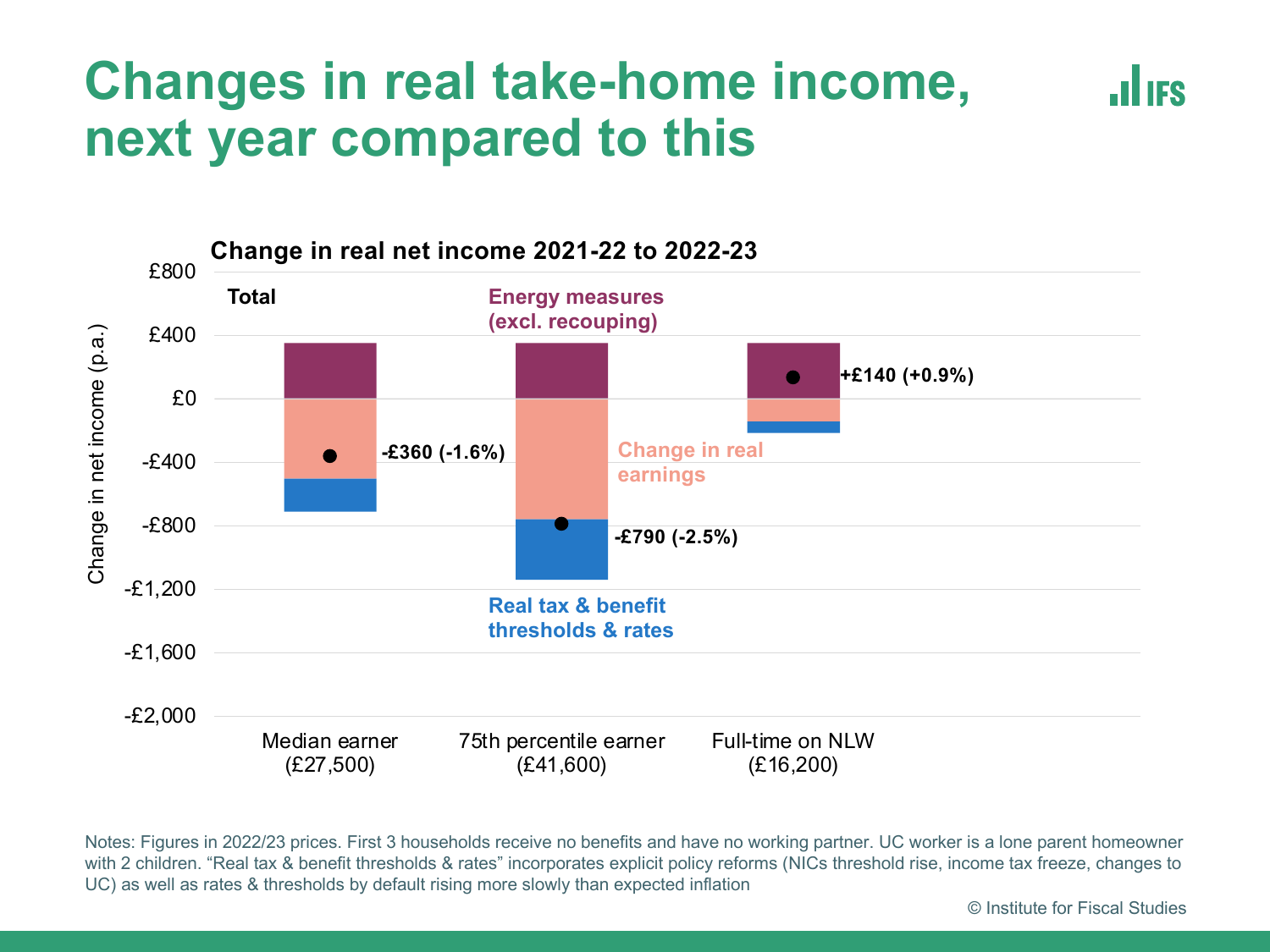# Changes in real take-home income, next year compared to this

**Change in real net income 2021-22 to 2022-23**

| | Median earner (£27,500) | 75th percentile earner (£41,600) | Full-time on NLW (£16,200) |
|---|---|---|---|
| Total | -£360 (-1.6%) | -£790 (-2.5%) | +£140 (+0.9%) |

Legend: Energy measures (excl. recouping); Change in real earnings; Real tax & benefit thresholds & rates

Y-axis: Change in net income (p.a.)

Notes: Figures in 2022/23 prices. First 3 households receive no benefits and have no working partner. UC worker is a lone parent homeowner with 2 children. "Real tax & benefit thresholds & rates" incorporates explicit policy reforms (NICs threshold rise, income tax freeze, changes to UC) as well as rates & thresholds by default rising more slowly than expected inflation

© Institute for Fiscal Studies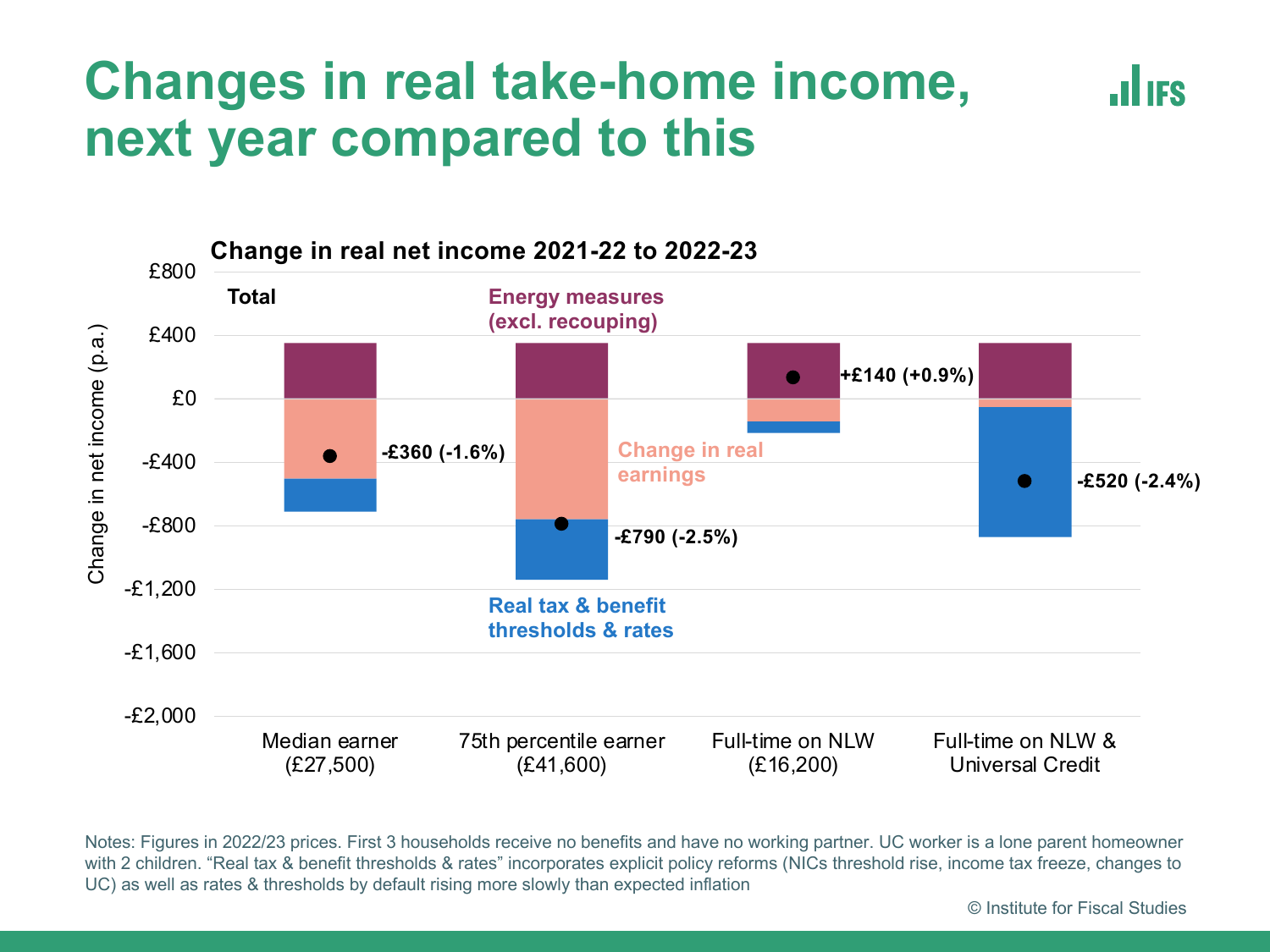# Changes in real take-home income, next year compared to this

**Change in real net income 2021-22 to 2022-23**

| | Median earner (£27,500) | 75th percentile earner (£41,600) | Full-time on NLW (£16,200) | Full-time on NLW & Universal Credit |
|---|---|---|---|---|
| Total | -£360 (-1.6%) | -£790 (-2.5%) | +£140 (+0.9%) | -£520 (-2.4%) |

Series: Energy measures (excl. recouping); Change in real earnings; Real tax & benefit thresholds & rates

Y-axis: Change in net income (p.a.), from -£2,000 to £800

Notes: Figures in 2022/23 prices. First 3 households receive no benefits and have no working partner. UC worker is a lone parent homeowner with 2 children. "Real tax & benefit thresholds & rates" incorporates explicit policy reforms (NICs threshold rise, income tax freeze, changes to UC) as well as rates & thresholds by default rising more slowly than expected inflation

© Institute for Fiscal Studies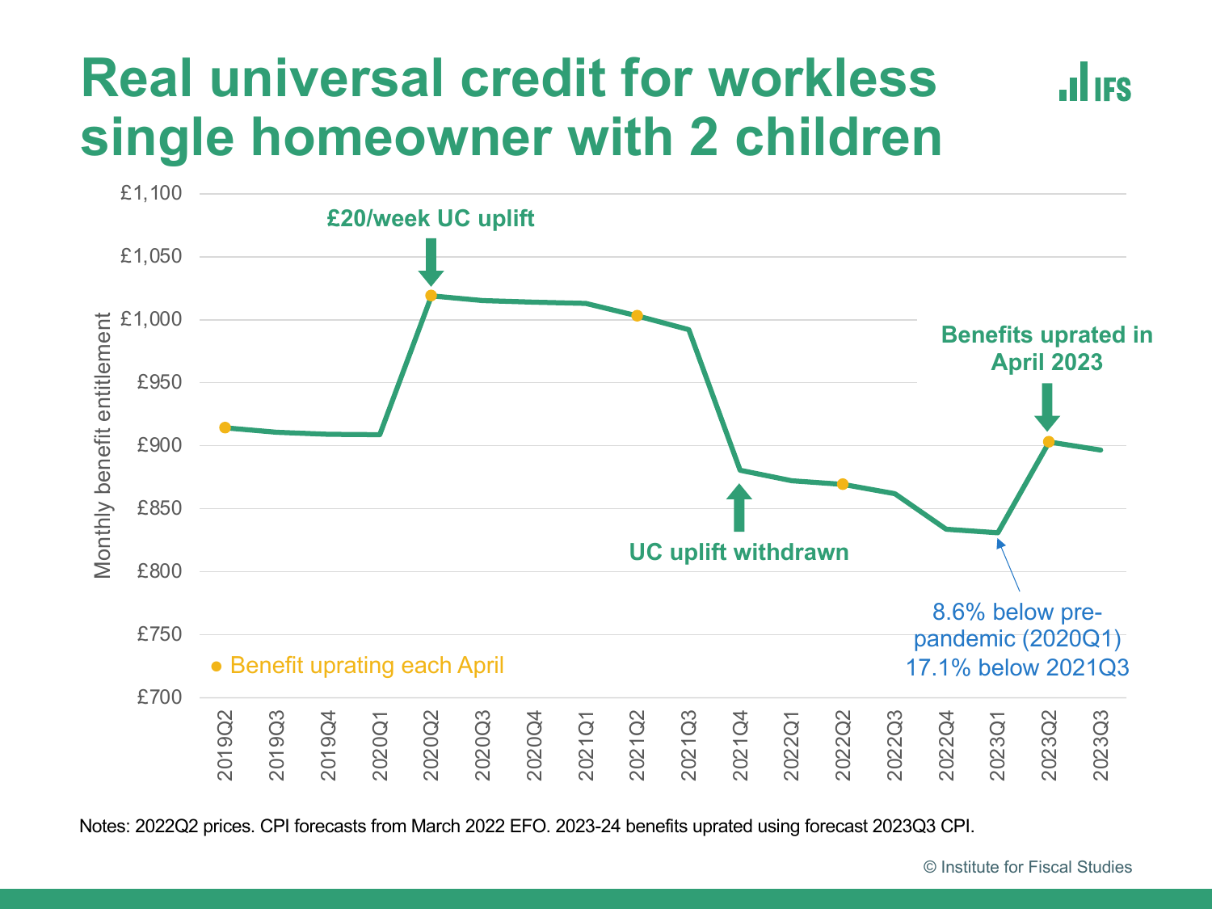# Real universal credit for workless single homeowner with 2 children

Monthly benefit entitlement

£1,100
£1,050
£1,000
£950
£900
£850
£800
£750
£700

2019Q2 2019Q3 2019Q4 2020Q1 2020Q2 2020Q3 2020Q4 2021Q1 2021Q2 2021Q3 2021Q4 2022Q1 2022Q2 2022Q3 2022Q4 2023Q1 2023Q2 2023Q3

**£20/week UC uplift**

**UC uplift withdrawn**

**Benefits uprated in April 2023**

8.6% below pre-pandemic (2020Q1)
17.1% below 2021Q3

● Benefit uprating each April

Notes: 2022Q2 prices. CPI forecasts from March 2022 EFO. 2023-24 benefits uprated using forecast 2023Q3 CPI.

© Institute for Fiscal Studies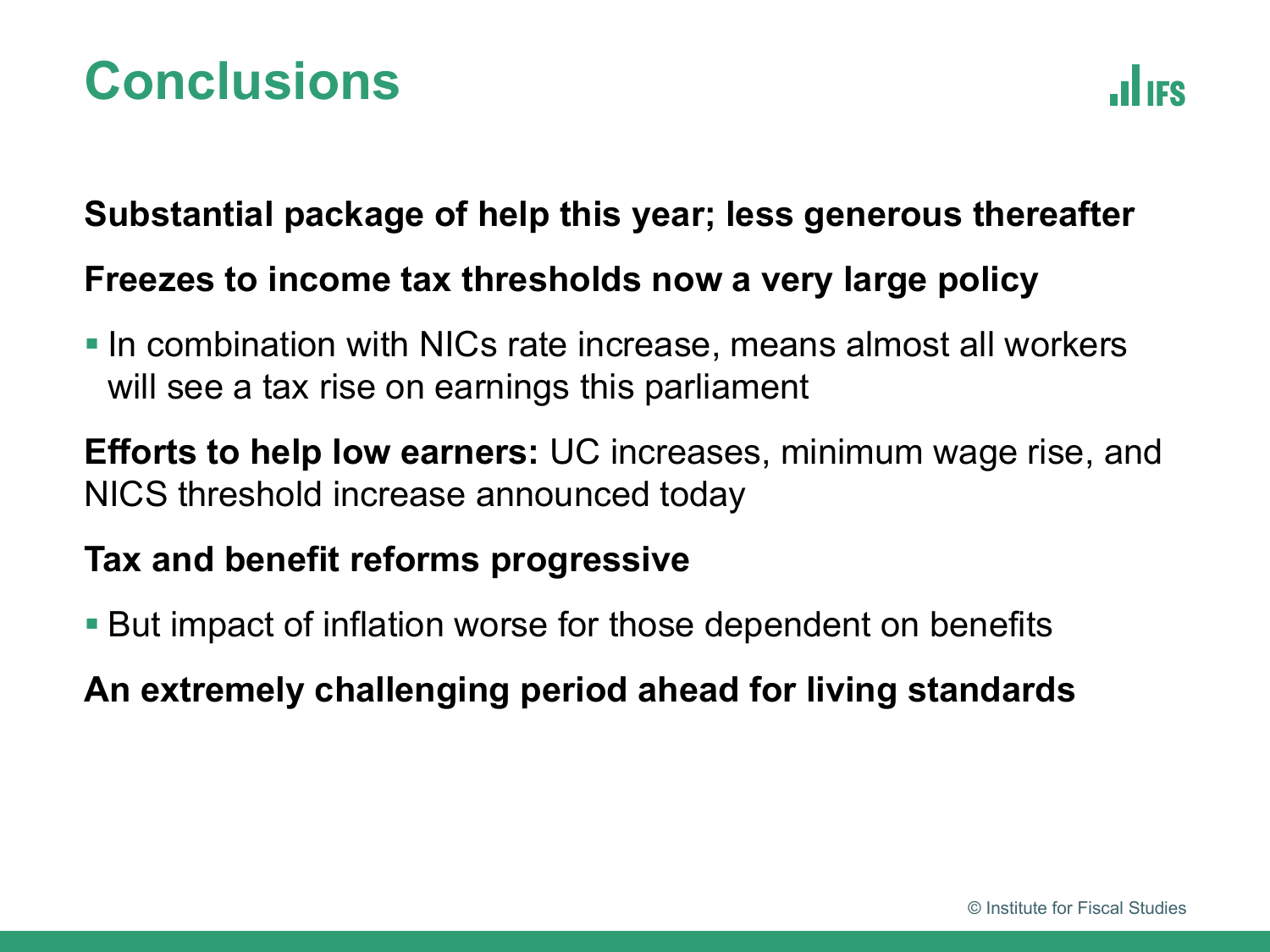# Conclusions

**Substantial package of help this year; less generous thereafter**

**Freezes to income tax thresholds now a very large policy**

- In combination with NICs rate increase, means almost all workers will see a tax rise on earnings this parliament

**Efforts to help low earners:** UC increases, minimum wage rise, and NICS threshold increase announced today

**Tax and benefit reforms progressive**

- But impact of inflation worse for those dependent on benefits

**An extremely challenging period ahead for living standards**